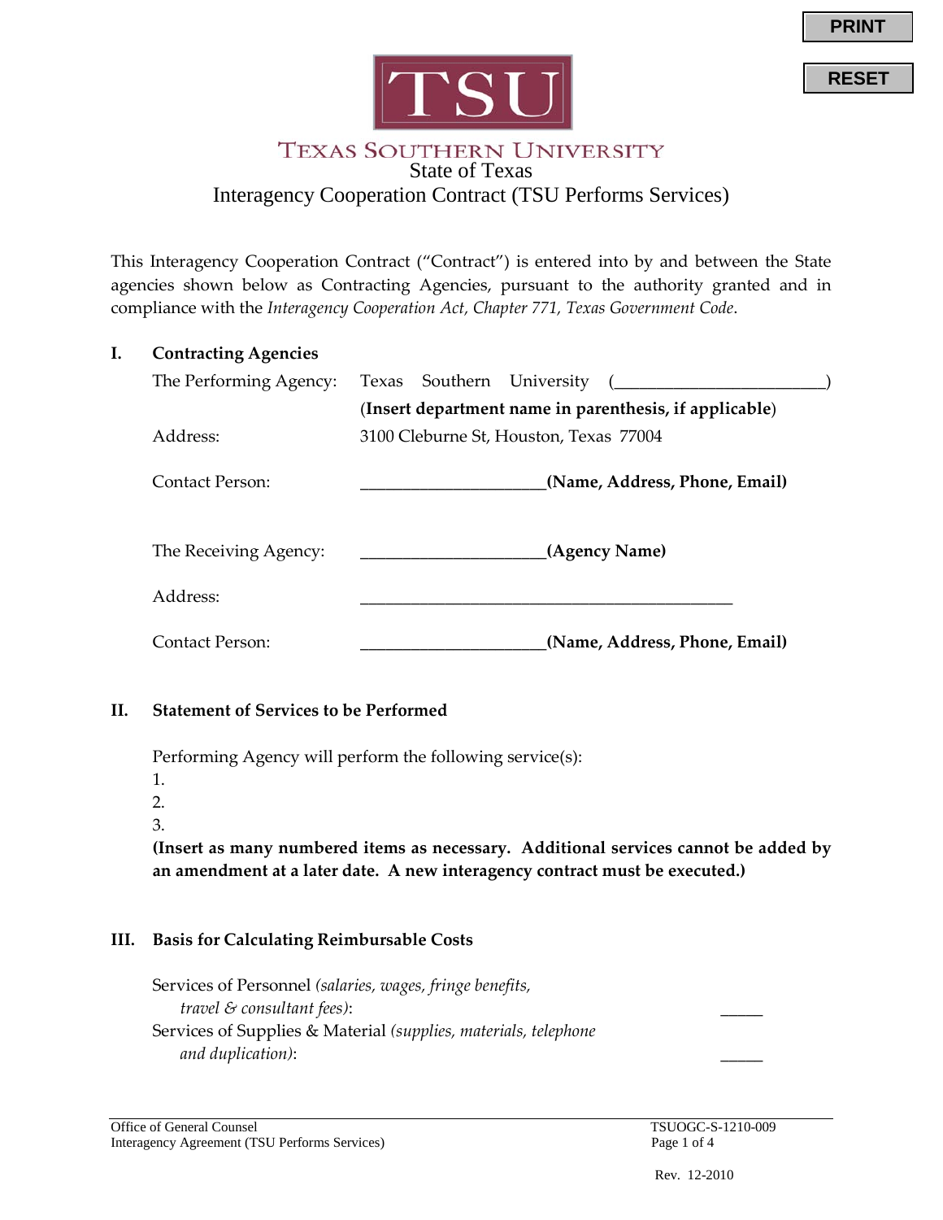TSU

TEXAS SOUTHERN UNIVERSITY

# State of Texas
## Interagency Cooperation Contract (TSU Performs Services)

This Interagency Cooperation Contract ("Contract") is entered into by and between the State agencies shown below as Contracting Agencies, pursuant to the authority granted and in compliance with the *Interagency Cooperation Act, Chapter 771, Texas Government Code*.

### I. Contracting Agencies

The Performing Agency: Texas Southern University (________________________)
(**Insert department name in parenthesis, if applicable**)

Address: 3100 Cleburne St, Houston, Texas 77004

Contact Person: ______________________**(Name, Address, Phone, Email)**

The Receiving Agency: ______________________**(Agency Name)**

Address: ______________________________________________

Contact Person: ______________________**(Name, Address, Phone, Email)**

### II. Statement of Services to be Performed

Performing Agency will perform the following service(s):

1.
2.
3.

**(Insert as many numbered items as necessary. Additional services cannot be added by an amendment at a later date. A new interagency contract must be executed.)**

### III. Basis for Calculating Reimbursable Costs

Services of Personnel *(salaries, wages, fringe benefits, travel & consultant fees)*: _____

Services of Supplies & Material *(supplies, materials, telephone and duplication)*: _____

Office of General Counsel
Interagency Agreement (TSU Performs Services)

TSUOGC-S-1210-009

Rev. 12-2010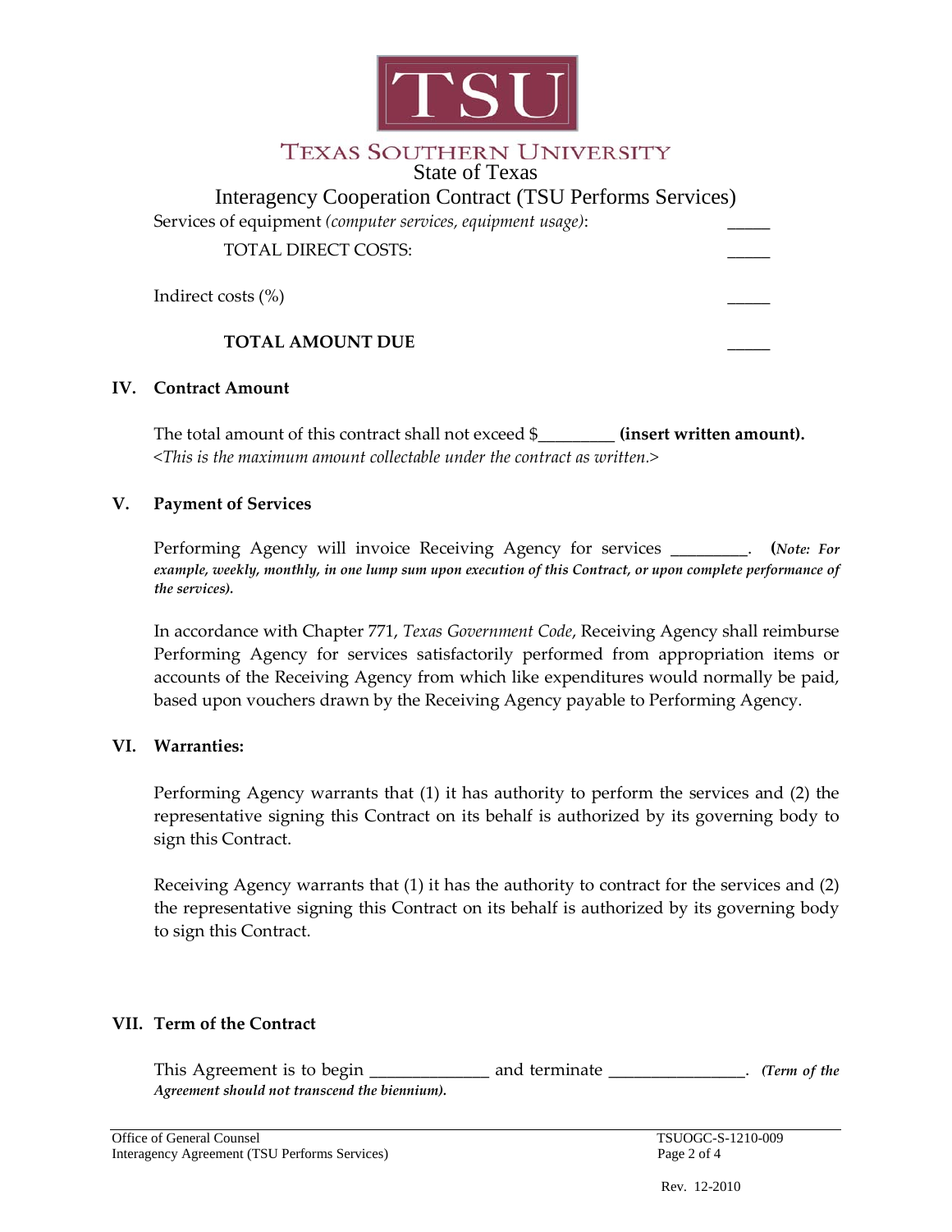Services of equipment *(computer services, equipment usage)*: _____

TOTAL DIRECT COSTS: _____

Indirect costs (%) _____

**TOTAL AMOUNT DUE** _____

## IV. Contract Amount

The total amount of this contract shall not exceed $_________ **(insert written amount).**
*<This is the maximum amount collectable under the contract as written.>*

## V. Payment of Services

Performing Agency will invoice Receiving Agency for services _________. **(*Note: For example, weekly, monthly, in one lump sum upon execution of this Contract, or upon complete performance of the services*).**

In accordance with Chapter 771, *Texas Government Code,* Receiving Agency shall reimburse Performing Agency for services satisfactorily performed from appropriation items or accounts of the Receiving Agency from which like expenditures would normally be paid, based upon vouchers drawn by the Receiving Agency payable to Performing Agency.

## VI. Warranties:

Performing Agency warrants that (1) it has authority to perform the services and (2) the representative signing this Contract on its behalf is authorized by its governing body to sign this Contract.

Receiving Agency warrants that (1) it has the authority to contract for the services and (2) the representative signing this Contract on its behalf is authorized by its governing body to sign this Contract.

## VII. Term of the Contract

This Agreement is to begin _____________ and terminate _______________. ***(Term of the Agreement should not transcend the biennium).***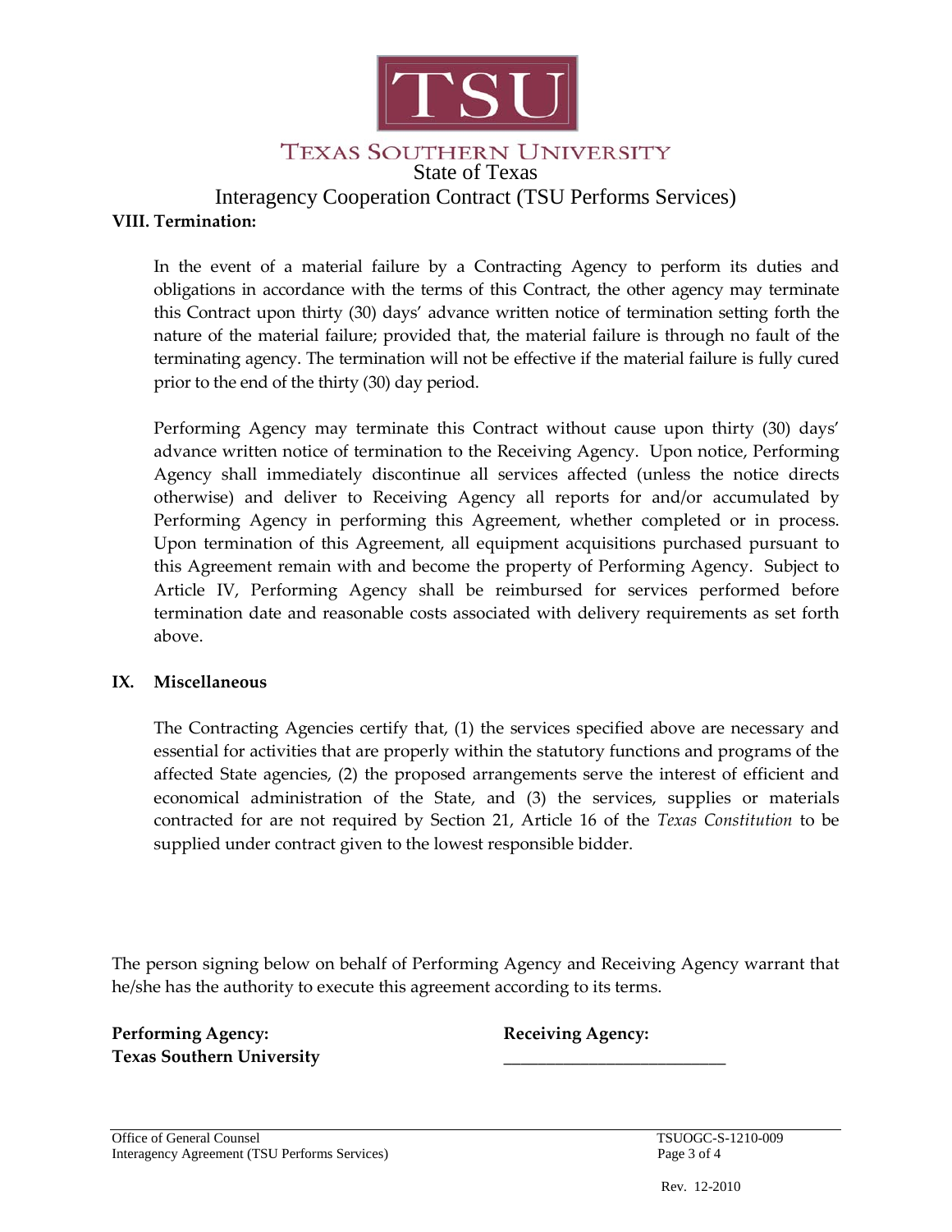## VIII. Termination:

In the event of a material failure by a Contracting Agency to perform its duties and obligations in accordance with the terms of this Contract, the other agency may terminate this Contract upon thirty (30) days' advance written notice of termination setting forth the nature of the material failure; provided that, the material failure is through no fault of the terminating agency. The termination will not be effective if the material failure is fully cured prior to the end of the thirty (30) day period.

Performing Agency may terminate this Contract without cause upon thirty (30) days' advance written notice of termination to the Receiving Agency. Upon notice, Performing Agency shall immediately discontinue all services affected (unless the notice directs otherwise) and deliver to Receiving Agency all reports for and/or accumulated by Performing Agency in performing this Agreement, whether completed or in process. Upon termination of this Agreement, all equipment acquisitions purchased pursuant to this Agreement remain with and become the property of Performing Agency. Subject to Article IV, Performing Agency shall be reimbursed for services performed before termination date and reasonable costs associated with delivery requirements as set forth above.

## IX. Miscellaneous

The Contracting Agencies certify that, (1) the services specified above are necessary and essential for activities that are properly within the statutory functions and programs of the affected State agencies, (2) the proposed arrangements serve the interest of efficient and economical administration of the State, and (3) the services, supplies or materials contracted for are not required by Section 21, Article 16 of the *Texas Constitution* to be supplied under contract given to the lowest responsible bidder.

The person signing below on behalf of Performing Agency and Receiving Agency warrant that he/she has the authority to execute this agreement according to its terms.

**Performing Agency:**
**Texas Southern University**

**Receiving Agency:**
\_\_\_\_\_\_\_\_\_\_\_\_\_\_\_\_\_\_\_\_\_\_\_\_\_\_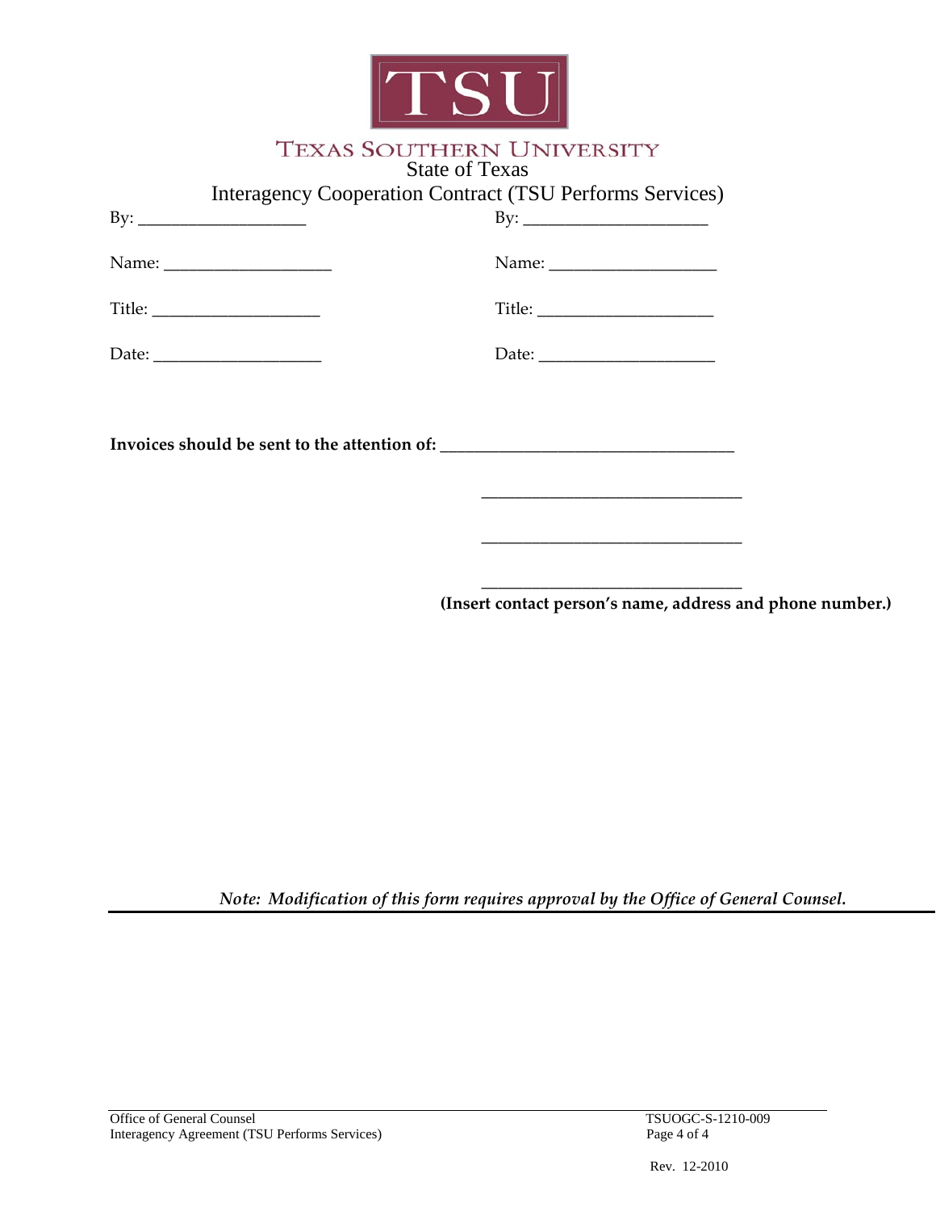TEXAS SOUTHERN UNIVERSITY

State of Texas

Interagency Cooperation Contract (TSU Performs Services)

| | |
|---|---|
| By: ____________________ | By: ______________________ |
| Name: ____________________ | Name: ____________________ |
| Title: ____________________ | Title: _____________________ |
| Date: ____________________ | Date: _____________________ |

**Invoices should be sent to the attention of:** ___________________________________

_______________________________

_______________________________

_______________________________

**(Insert contact person's name, address and phone number.)**

*Note: Modification of this form requires approval by the Office of General Counsel.*

Office of General Counsel
Interagency Agreement (TSU Performs Services)

TSUOGC-S-1210-009

Rev. 12-2010